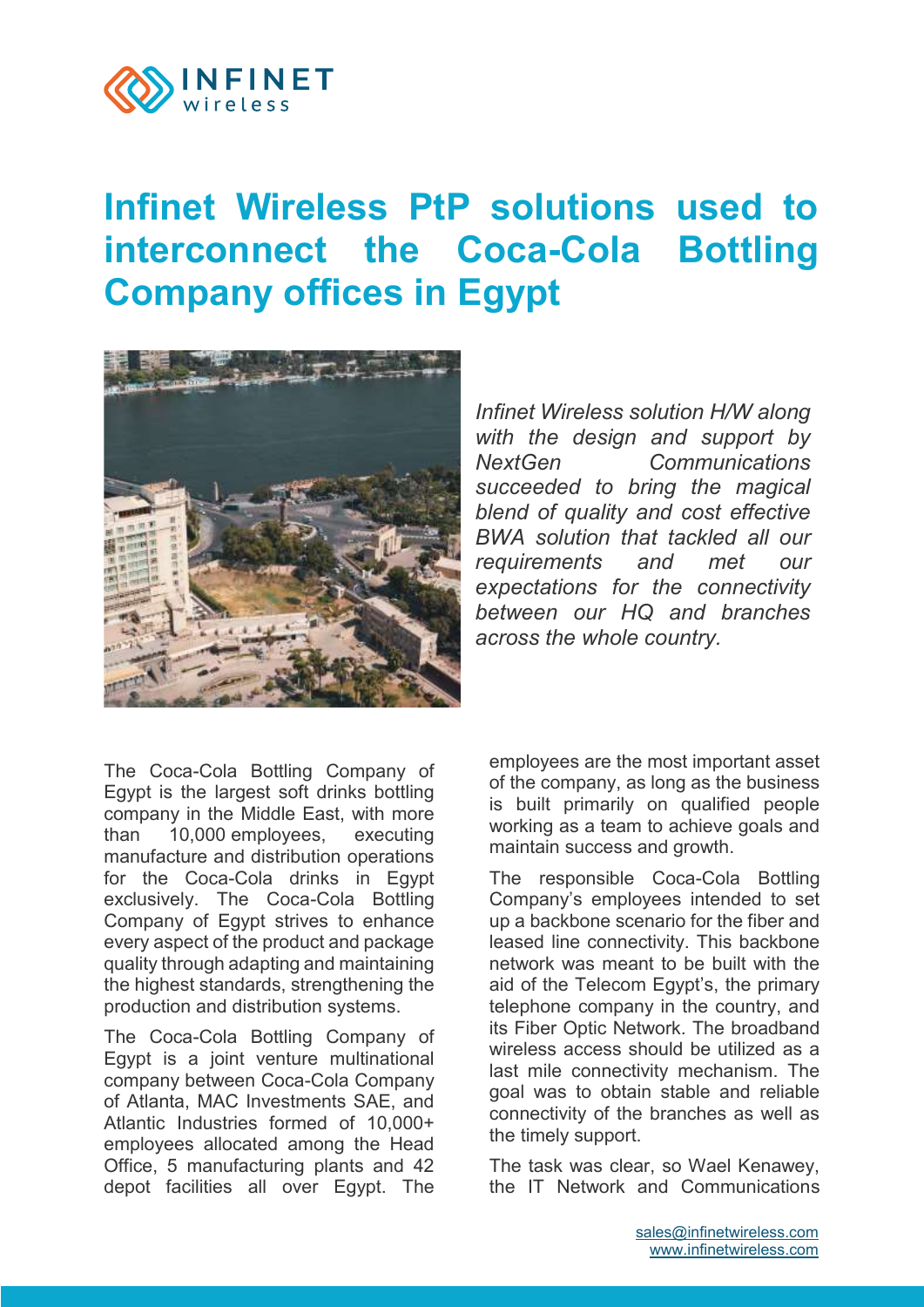# Infinet Wireless PtP solutions used to interconnect the Coca-Cola Bottling Company offices in Egypt

*Infinet Wireless solution H/W along with the design and support by NextGen Communications succeeded to bring the magical blend of quality and cost effective BWA solution that tackled all our requirements and met our expectations for the connectivity between our HQ and branches across the whole country.*

The Coca-Cola Bottling Company of Egypt is the largest soft drinks bottling company in the Middle East, with more than 10,000 employees, executing manufacture and distribution operations for the Coca-Cola drinks in Egypt exclusively. The Coca-Cola Bottling Company of Egypt strives to enhance every aspect of the product and package quality through adapting and maintaining the highest standards, strengthening the production and distribution systems.

The Coca-Cola Bottling Company of Egypt is a joint venture multinational company between Coca-Cola Company of Atlanta, MAC Investments SAE, and Atlantic Industries formed of 10,000+ employees allocated among the Head Office, 5 manufacturing plants and 42 depot facilities all over Egypt. The employees are the most important asset of the company, as long as the business is built primarily on qualified people working as a team to achieve goals and maintain success and growth.

The responsible Coca-Cola Bottling Company's employees intended to set up a backbone scenario for the fiber and leased line connectivity. This backbone network was meant to be built with the aid of the Telecom Egypt's, the primary telephone company in the country, and its Fiber Optic Network. The broadband wireless access should be utilized as a last mile connectivity mechanism. The goal was to obtain stable and reliable connectivity of the branches as well as the timely support.

The task was clear, so Wael Kenawey, the IT Network and Communications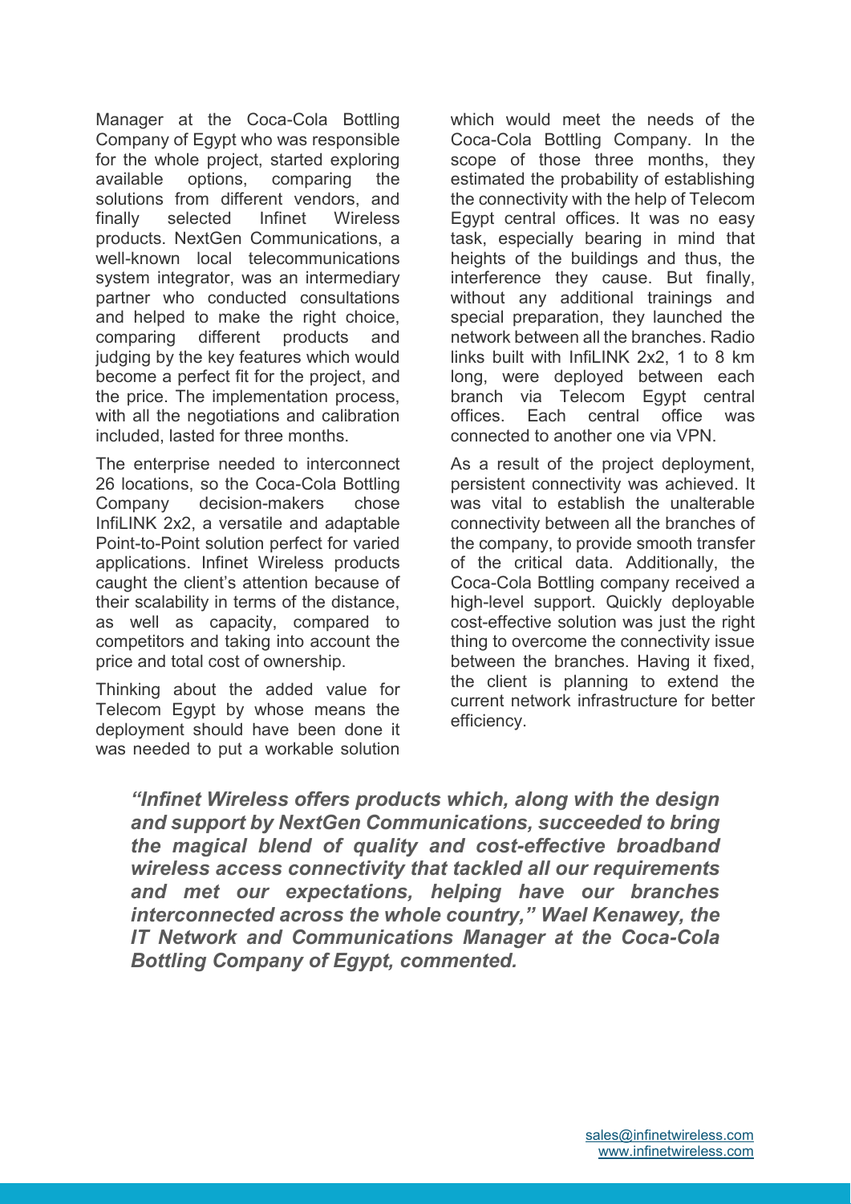Manager at the Coca-Cola Bottling Company of Egypt who was responsible for the whole project, started exploring available options, comparing the solutions from different vendors, and finally selected Infinet Wireless products. NextGen Communications, a well-known local telecommunications system integrator, was an intermediary partner who conducted consultations and helped to make the right choice, comparing different products and judging by the key features which would become a perfect fit for the project, and the price. The implementation process, with all the negotiations and calibration included, lasted for three months.

The enterprise needed to interconnect 26 locations, so the Coca-Cola Bottling Company decision-makers chose InfiLINK 2x2, a versatile and adaptable Point-to-Point solution perfect for varied applications. Infinet Wireless products caught the client's attention because of their scalability in terms of the distance, as well as capacity, compared to competitors and taking into account the price and total cost of ownership.

Thinking about the added value for Telecom Egypt by whose means the deployment should have been done it was needed to put a workable solution which would meet the needs of the Coca-Cola Bottling Company. In the scope of those three months, they estimated the probability of establishing the connectivity with the help of Telecom Egypt central offices. It was no easy task, especially bearing in mind that heights of the buildings and thus, the interference they cause. But finally, without any additional trainings and special preparation, they launched the network between all the branches. Radio links built with InfiLINK 2x2, 1 to 8 km long, were deployed between each branch via Telecom Egypt central offices. Each central office was connected to another one via VPN.

As a result of the project deployment, persistent connectivity was achieved. It was vital to establish the unalterable connectivity between all the branches of the company, to provide smooth transfer of the critical data. Additionally, the Coca-Cola Bottling company received a high-level support. Quickly deployable cost-effective solution was just the right thing to overcome the connectivity issue between the branches. Having it fixed, the client is planning to extend the current network infrastructure for better efficiency.

***"Infinet Wireless offers products which, along with the design and support by NextGen Communications, succeeded to bring the magical blend of quality and cost-effective broadband wireless access connectivity that tackled all our requirements and met our expectations, helping have our branches interconnected across the whole country," Wael Kenawey, the IT Network and Communications Manager at the Coca-Cola Bottling Company of Egypt, commented.***

sales@infinetwireless.com
www.infinetwireless.com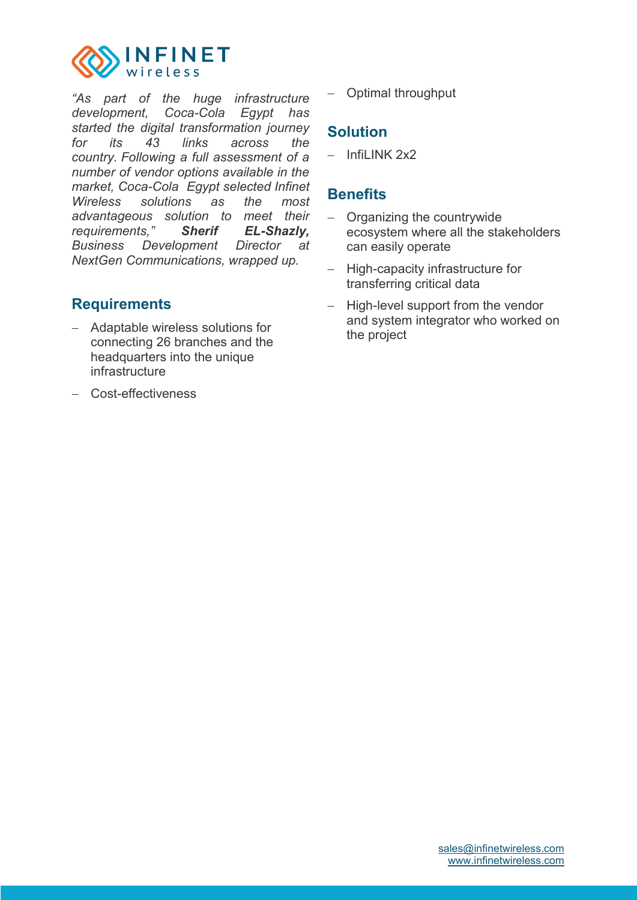*"As part of the huge infrastructure development, Coca-Cola Egypt has started the digital transformation journey for its 43 links across the country. Following a full assessment of a number of vendor options available in the market, Coca-Cola Egypt selected Infinet Wireless solutions as the most advantageous solution to meet their requirements,"* ***Sherif EL-Shazly,*** *Business Development Director at NextGen Communications, wrapped up.*

## Requirements

- Adaptable wireless solutions for connecting 26 branches and the headquarters into the unique infrastructure
- Cost-effectiveness
- Optimal throughput

## Solution

- InfiLINK 2x2

## Benefits

- Organizing the countrywide ecosystem where all the stakeholders can easily operate
- High-capacity infrastructure for transferring critical data
- High-level support from the vendor and system integrator who worked on the project

sales@infinetwireless.com
www.infinetwireless.com